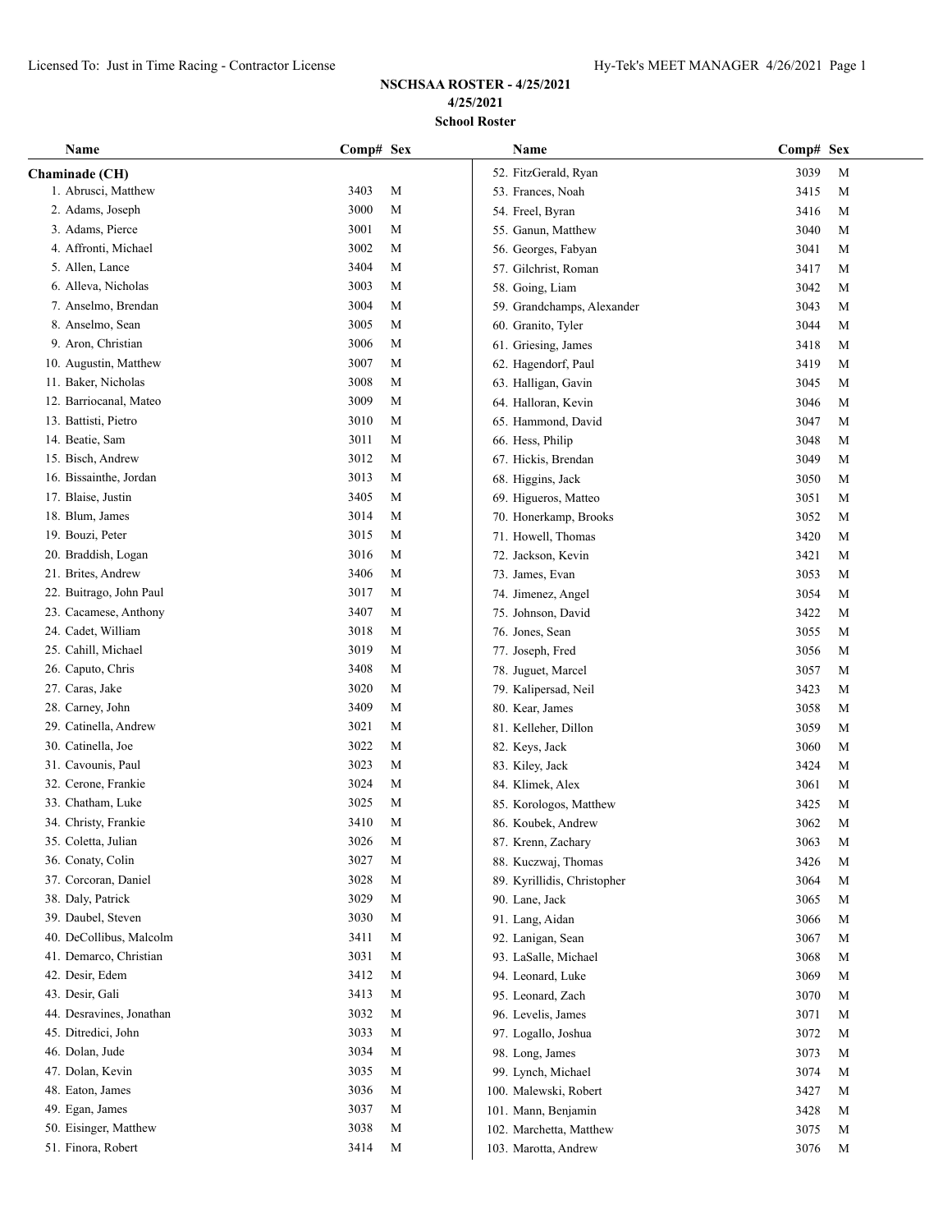# NSCHSAA ROSTER - 4/25/2021

**4/25/2021**

**School Roster**

**Chaminade (CH)**

| Name | Comp# | Sex |
|---|---|---|
| 1. Abrusci, Matthew | 3403 | M |
| 2. Adams, Joseph | 3000 | M |
| 3. Adams, Pierce | 3001 | M |
| 4. Affronti, Michael | 3002 | M |
| 5. Allen, Lance | 3404 | M |
| 6. Alleva, Nicholas | 3003 | M |
| 7. Anselmo, Brendan | 3004 | M |
| 8. Anselmo, Sean | 3005 | M |
| 9. Aron, Christian | 3006 | M |
| 10. Augustin, Matthew | 3007 | M |
| 11. Baker, Nicholas | 3008 | M |
| 12. Barriocanal, Mateo | 3009 | M |
| 13. Battisti, Pietro | 3010 | M |
| 14. Beatie, Sam | 3011 | M |
| 15. Bisch, Andrew | 3012 | M |
| 16. Bissainthe, Jordan | 3013 | M |
| 17. Blaise, Justin | 3405 | M |
| 18. Blum, James | 3014 | M |
| 19. Bouzi, Peter | 3015 | M |
| 20. Braddish, Logan | 3016 | M |
| 21. Brites, Andrew | 3406 | M |
| 22. Buitrago, John Paul | 3017 | M |
| 23. Cacamese, Anthony | 3407 | M |
| 24. Cadet, William | 3018 | M |
| 25. Cahill, Michael | 3019 | M |
| 26. Caputo, Chris | 3408 | M |
| 27. Caras, Jake | 3020 | M |
| 28. Carney, John | 3409 | M |
| 29. Catinella, Andrew | 3021 | M |
| 30. Catinella, Joe | 3022 | M |
| 31. Cavounis, Paul | 3023 | M |
| 32. Cerone, Frankie | 3024 | M |
| 33. Chatham, Luke | 3025 | M |
| 34. Christy, Frankie | 3410 | M |
| 35. Coletta, Julian | 3026 | M |
| 36. Conaty, Colin | 3027 | M |
| 37. Corcoran, Daniel | 3028 | M |
| 38. Daly, Patrick | 3029 | M |
| 39. Daubel, Steven | 3030 | M |
| 40. DeCollibus, Malcolm | 3411 | M |
| 41. Demarco, Christian | 3031 | M |
| 42. Desir, Edem | 3412 | M |
| 43. Desir, Gali | 3413 | M |
| 44. Desravines, Jonathan | 3032 | M |
| 45. Ditredici, John | 3033 | M |
| 46. Dolan, Jude | 3034 | M |
| 47. Dolan, Kevin | 3035 | M |
| 48. Eaton, James | 3036 | M |
| 49. Egan, James | 3037 | M |
| 50. Eisinger, Matthew | 3038 | M |
| 51. Finora, Robert | 3414 | M |
| 52. FitzGerald, Ryan | 3039 | M |
| 53. Frances, Noah | 3415 | M |
| 54. Freel, Byran | 3416 | M |
| 55. Ganun, Matthew | 3040 | M |
| 56. Georges, Fabyan | 3041 | M |
| 57. Gilchrist, Roman | 3417 | M |
| 58. Going, Liam | 3042 | M |
| 59. Grandchamps, Alexander | 3043 | M |
| 60. Granito, Tyler | 3044 | M |
| 61. Griesing, James | 3418 | M |
| 62. Hagendorf, Paul | 3419 | M |
| 63. Halligan, Gavin | 3045 | M |
| 64. Halloran, Kevin | 3046 | M |
| 65. Hammond, David | 3047 | M |
| 66. Hess, Philip | 3048 | M |
| 67. Hickis, Brendan | 3049 | M |
| 68. Higgins, Jack | 3050 | M |
| 69. Higueros, Matteo | 3051 | M |
| 70. Honerkamp, Brooks | 3052 | M |
| 71. Howell, Thomas | 3420 | M |
| 72. Jackson, Kevin | 3421 | M |
| 73. James, Evan | 3053 | M |
| 74. Jimenez, Angel | 3054 | M |
| 75. Johnson, David | 3422 | M |
| 76. Jones, Sean | 3055 | M |
| 77. Joseph, Fred | 3056 | M |
| 78. Juguet, Marcel | 3057 | M |
| 79. Kalipersad, Neil | 3423 | M |
| 80. Kear, James | 3058 | M |
| 81. Kelleher, Dillon | 3059 | M |
| 82. Keys, Jack | 3060 | M |
| 83. Kiley, Jack | 3424 | M |
| 84. Klimek, Alex | 3061 | M |
| 85. Korologos, Matthew | 3425 | M |
| 86. Koubek, Andrew | 3062 | M |
| 87. Krenn, Zachary | 3063 | M |
| 88. Kuczwaj, Thomas | 3426 | M |
| 89. Kyrillidis, Christopher | 3064 | M |
| 90. Lane, Jack | 3065 | M |
| 91. Lang, Aidan | 3066 | M |
| 92. Lanigan, Sean | 3067 | M |
| 93. LaSalle, Michael | 3068 | M |
| 94. Leonard, Luke | 3069 | M |
| 95. Leonard, Zach | 3070 | M |
| 96. Levelis, James | 3071 | M |
| 97. Logallo, Joshua | 3072 | M |
| 98. Long, James | 3073 | M |
| 99. Lynch, Michael | 3074 | M |
| 100. Malewski, Robert | 3427 | M |
| 101. Mann, Benjamin | 3428 | M |
| 102. Marchetta, Matthew | 3075 | M |
| 103. Marotta, Andrew | 3076 | M |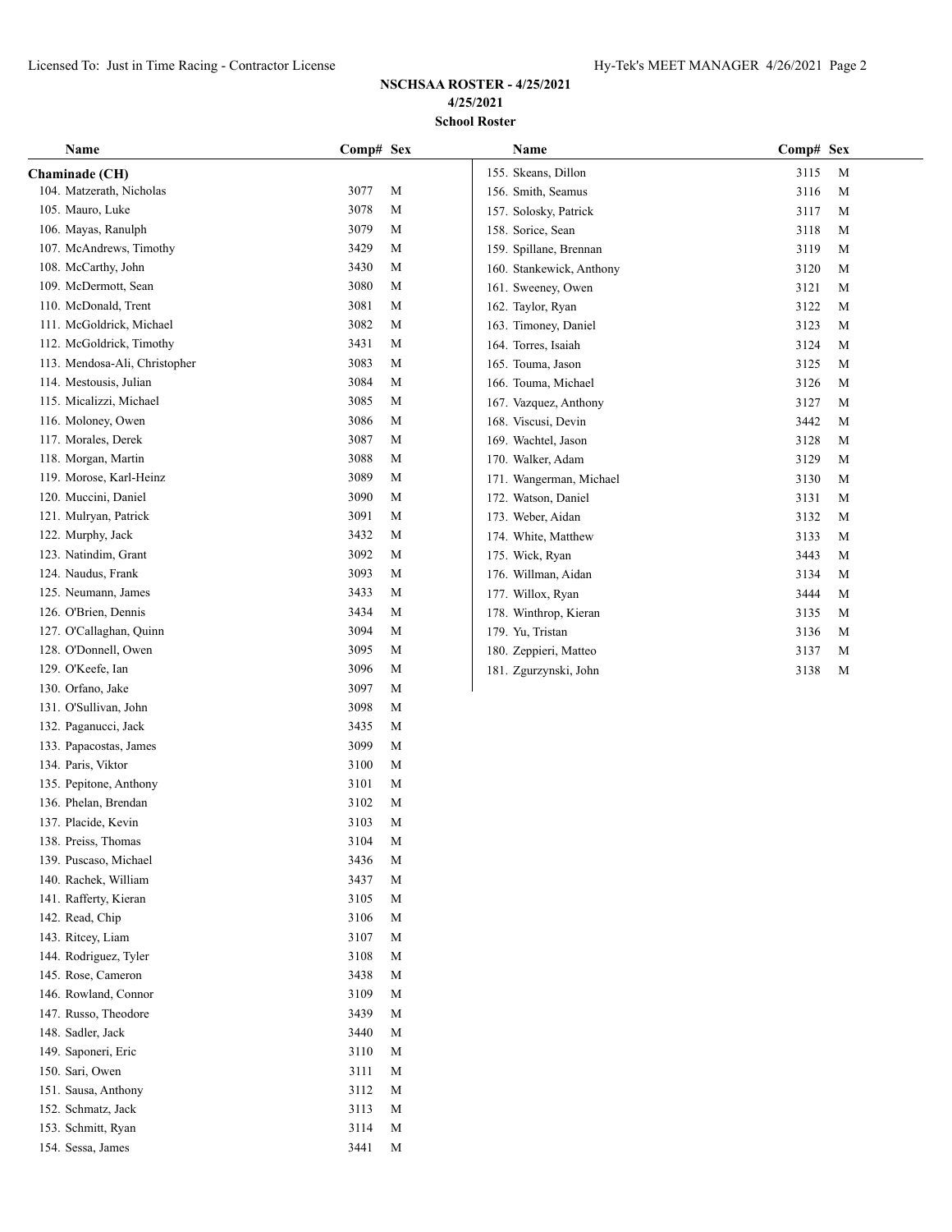**NSCHSAA ROSTER - 4/25/2021**
**4/25/2021**
**School Roster**

**Chaminade (CH)**

| Name | Comp# | Sex |
|---|---|---|
| 104. Matzerath, Nicholas | 3077 | M |
| 105. Mauro, Luke | 3078 | M |
| 106. Mayas, Ranulph | 3079 | M |
| 107. McAndrews, Timothy | 3429 | M |
| 108. McCarthy, John | 3430 | M |
| 109. McDermott, Sean | 3080 | M |
| 110. McDonald, Trent | 3081 | M |
| 111. McGoldrick, Michael | 3082 | M |
| 112. McGoldrick, Timothy | 3431 | M |
| 113. Mendosa-Ali, Christopher | 3083 | M |
| 114. Mestousis, Julian | 3084 | M |
| 115. Micalizzi, Michael | 3085 | M |
| 116. Moloney, Owen | 3086 | M |
| 117. Morales, Derek | 3087 | M |
| 118. Morgan, Martin | 3088 | M |
| 119. Morose, Karl-Heinz | 3089 | M |
| 120. Muccini, Daniel | 3090 | M |
| 121. Mulryan, Patrick | 3091 | M |
| 122. Murphy, Jack | 3432 | M |
| 123. Natindim, Grant | 3092 | M |
| 124. Naudus, Frank | 3093 | M |
| 125. Neumann, James | 3433 | M |
| 126. O'Brien, Dennis | 3434 | M |
| 127. O'Callaghan, Quinn | 3094 | M |
| 128. O'Donnell, Owen | 3095 | M |
| 129. O'Keefe, Ian | 3096 | M |
| 130. Orfano, Jake | 3097 | M |
| 131. O'Sullivan, John | 3098 | M |
| 132. Paganucci, Jack | 3435 | M |
| 133. Papacostas, James | 3099 | M |
| 134. Paris, Viktor | 3100 | M |
| 135. Pepitone, Anthony | 3101 | M |
| 136. Phelan, Brendan | 3102 | M |
| 137. Placide, Kevin | 3103 | M |
| 138. Preiss, Thomas | 3104 | M |
| 139. Puscaso, Michael | 3436 | M |
| 140. Rachek, William | 3437 | M |
| 141. Rafferty, Kieran | 3105 | M |
| 142. Read, Chip | 3106 | M |
| 143. Ritcey, Liam | 3107 | M |
| 144. Rodriguez, Tyler | 3108 | M |
| 145. Rose, Cameron | 3438 | M |
| 146. Rowland, Connor | 3109 | M |
| 147. Russo, Theodore | 3439 | M |
| 148. Sadler, Jack | 3440 | M |
| 149. Saponeri, Eric | 3110 | M |
| 150. Sari, Owen | 3111 | M |
| 151. Sausa, Anthony | 3112 | M |
| 152. Schmatz, Jack | 3113 | M |
| 153. Schmitt, Ryan | 3114 | M |
| 154. Sessa, James | 3441 | M |
| 155. Skeans, Dillon | 3115 | M |
| 156. Smith, Seamus | 3116 | M |
| 157. Solosky, Patrick | 3117 | M |
| 158. Sorice, Sean | 3118 | M |
| 159. Spillane, Brennan | 3119 | M |
| 160. Stankewick, Anthony | 3120 | M |
| 161. Sweeney, Owen | 3121 | M |
| 162. Taylor, Ryan | 3122 | M |
| 163. Timoney, Daniel | 3123 | M |
| 164. Torres, Isaiah | 3124 | M |
| 165. Touma, Jason | 3125 | M |
| 166. Touma, Michael | 3126 | M |
| 167. Vazquez, Anthony | 3127 | M |
| 168. Viscusi, Devin | 3442 | M |
| 169. Wachtel, Jason | 3128 | M |
| 170. Walker, Adam | 3129 | M |
| 171. Wangerman, Michael | 3130 | M |
| 172. Watson, Daniel | 3131 | M |
| 173. Weber, Aidan | 3132 | M |
| 174. White, Matthew | 3133 | M |
| 175. Wick, Ryan | 3443 | M |
| 176. Willman, Aidan | 3134 | M |
| 177. Willox, Ryan | 3444 | M |
| 178. Winthrop, Kieran | 3135 | M |
| 179. Yu, Tristan | 3136 | M |
| 180. Zeppieri, Matteo | 3137 | M |
| 181. Zgurzynski, John | 3138 | M |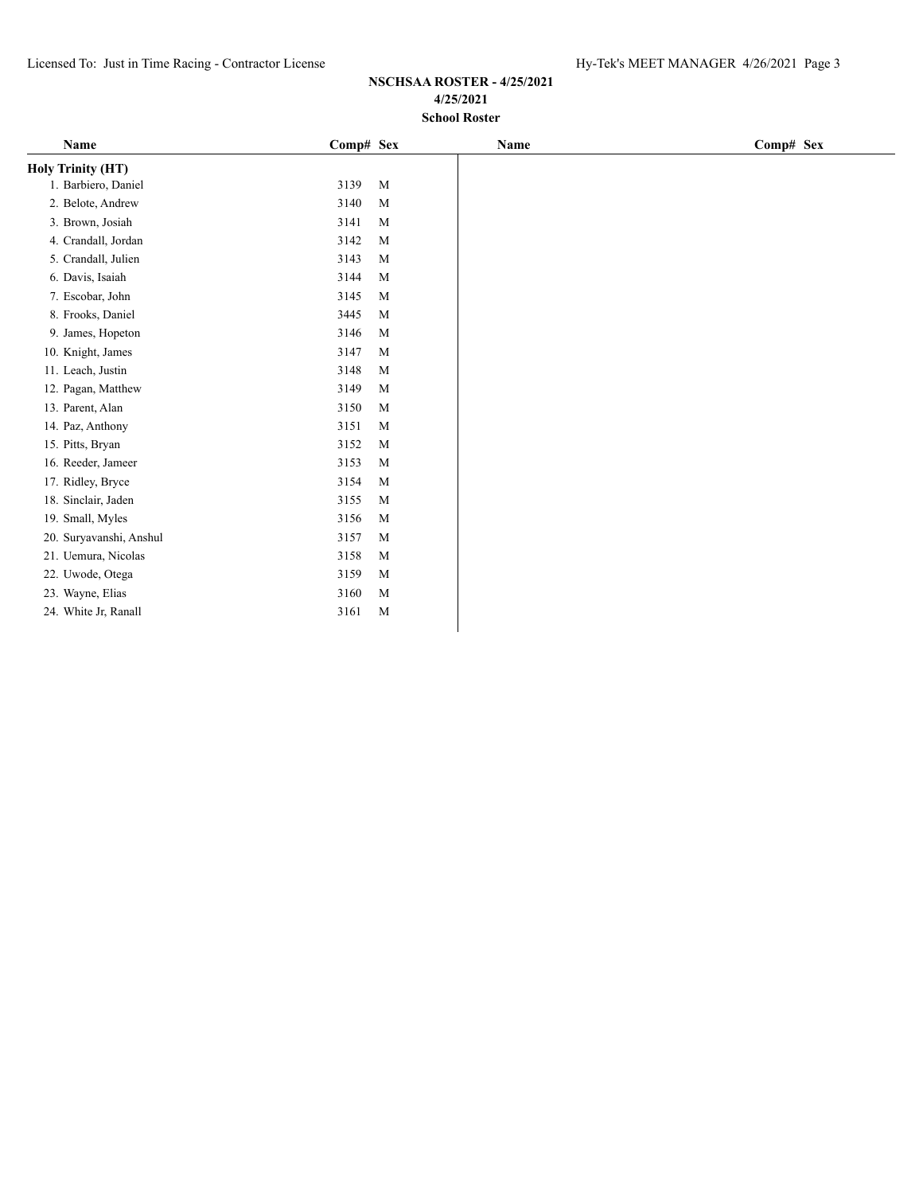**NSCHSAA ROSTER - 4/25/2021**

**4/25/2021**

**School Roster**

| Name | Comp# | Sex |
|---|---|---|
| **Holy Trinity (HT)** | | |
| 1. Barbiero, Daniel | 3139 | M |
| 2. Belote, Andrew | 3140 | M |
| 3. Brown, Josiah | 3141 | M |
| 4. Crandall, Jordan | 3142 | M |
| 5. Crandall, Julien | 3143 | M |
| 6. Davis, Isaiah | 3144 | M |
| 7. Escobar, John | 3145 | M |
| 8. Frooks, Daniel | 3445 | M |
| 9. James, Hopeton | 3146 | M |
| 10. Knight, James | 3147 | M |
| 11. Leach, Justin | 3148 | M |
| 12. Pagan, Matthew | 3149 | M |
| 13. Parent, Alan | 3150 | M |
| 14. Paz, Anthony | 3151 | M |
| 15. Pitts, Bryan | 3152 | M |
| 16. Reeder, Jameer | 3153 | M |
| 17. Ridley, Bryce | 3154 | M |
| 18. Sinclair, Jaden | 3155 | M |
| 19. Small, Myles | 3156 | M |
| 20. Suryavanshi, Anshul | 3157 | M |
| 21. Uemura, Nicolas | 3158 | M |
| 22. Uwode, Otega | 3159 | M |
| 23. Wayne, Elias | 3160 | M |
| 24. White Jr, Ranall | 3161 | M |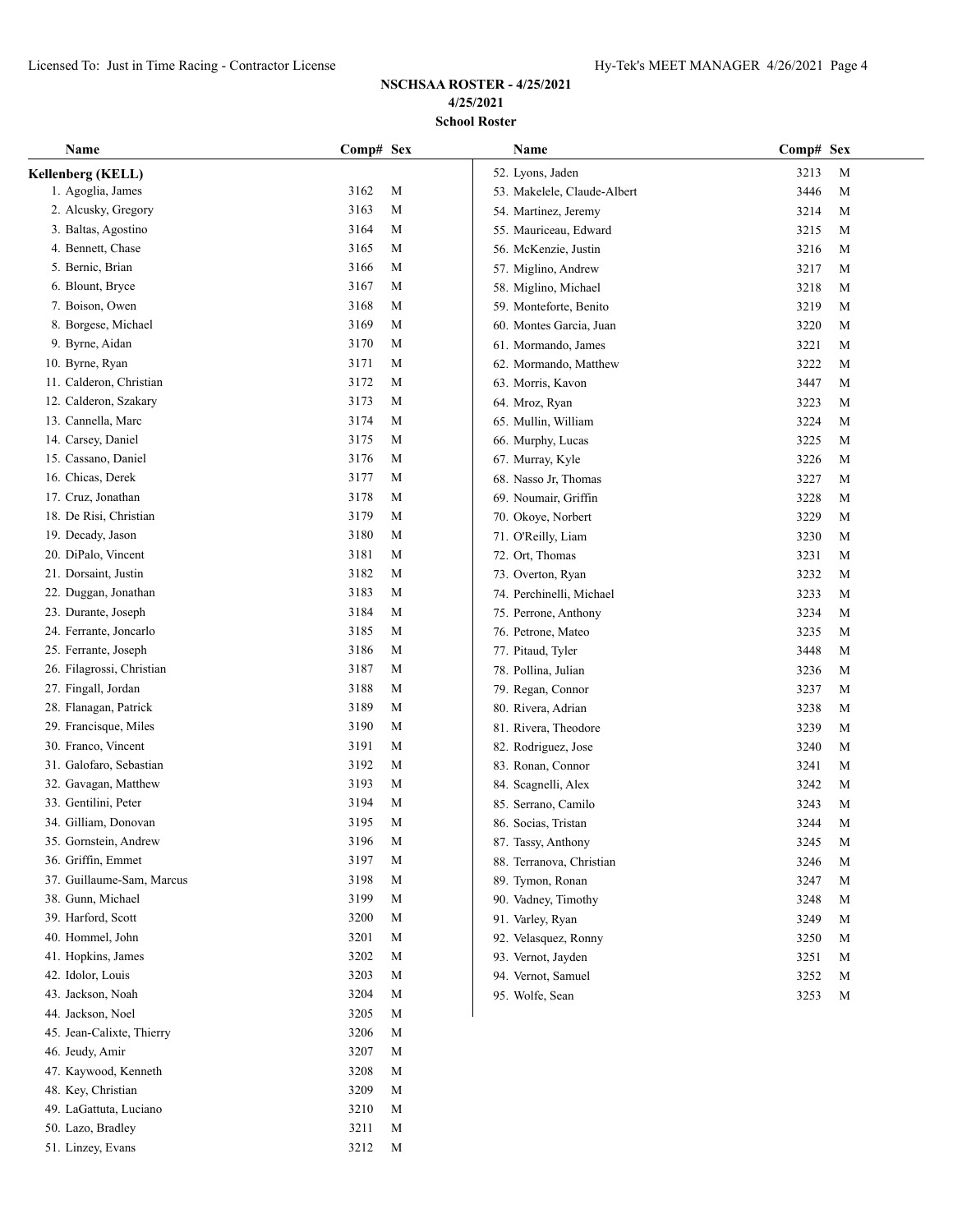# NSCHSAA ROSTER - 4/25/2021

**4/25/2021**

**School Roster**

**Kellenberg (KELL)**

| Name | Comp# | Sex |
|---|---|---|
| 1. Agoglia, James | 3162 | M |
| 2. Alcusky, Gregory | 3163 | M |
| 3. Baltas, Agostino | 3164 | M |
| 4. Bennett, Chase | 3165 | M |
| 5. Bernic, Brian | 3166 | M |
| 6. Blount, Bryce | 3167 | M |
| 7. Boison, Owen | 3168 | M |
| 8. Borgese, Michael | 3169 | M |
| 9. Byrne, Aidan | 3170 | M |
| 10. Byrne, Ryan | 3171 | M |
| 11. Calderon, Christian | 3172 | M |
| 12. Calderon, Szakary | 3173 | M |
| 13. Cannella, Marc | 3174 | M |
| 14. Carsey, Daniel | 3175 | M |
| 15. Cassano, Daniel | 3176 | M |
| 16. Chicas, Derek | 3177 | M |
| 17. Cruz, Jonathan | 3178 | M |
| 18. De Risi, Christian | 3179 | M |
| 19. Decady, Jason | 3180 | M |
| 20. DiPalo, Vincent | 3181 | M |
| 21. Dorsaint, Justin | 3182 | M |
| 22. Duggan, Jonathan | 3183 | M |
| 23. Durante, Joseph | 3184 | M |
| 24. Ferrante, Joncarlo | 3185 | M |
| 25. Ferrante, Joseph | 3186 | M |
| 26. Filagrossi, Christian | 3187 | M |
| 27. Fingall, Jordan | 3188 | M |
| 28. Flanagan, Patrick | 3189 | M |
| 29. Francisque, Miles | 3190 | M |
| 30. Franco, Vincent | 3191 | M |
| 31. Galofaro, Sebastian | 3192 | M |
| 32. Gavagan, Matthew | 3193 | M |
| 33. Gentilini, Peter | 3194 | M |
| 34. Gilliam, Donovan | 3195 | M |
| 35. Gornstein, Andrew | 3196 | M |
| 36. Griffin, Emmet | 3197 | M |
| 37. Guillaume-Sam, Marcus | 3198 | M |
| 38. Gunn, Michael | 3199 | M |
| 39. Harford, Scott | 3200 | M |
| 40. Hommel, John | 3201 | M |
| 41. Hopkins, James | 3202 | M |
| 42. Idolor, Louis | 3203 | M |
| 43. Jackson, Noah | 3204 | M |
| 44. Jackson, Noel | 3205 | M |
| 45. Jean-Calixte, Thierry | 3206 | M |
| 46. Jeudy, Amir | 3207 | M |
| 47. Kaywood, Kenneth | 3208 | M |
| 48. Key, Christian | 3209 | M |
| 49. LaGattuta, Luciano | 3210 | M |
| 50. Lazo, Bradley | 3211 | M |
| 51. Linzey, Evans | 3212 | M |
| 52. Lyons, Jaden | 3213 | M |
| 53. Makelele, Claude-Albert | 3446 | M |
| 54. Martinez, Jeremy | 3214 | M |
| 55. Mauriceau, Edward | 3215 | M |
| 56. McKenzie, Justin | 3216 | M |
| 57. Miglino, Andrew | 3217 | M |
| 58. Miglino, Michael | 3218 | M |
| 59. Monteforte, Benito | 3219 | M |
| 60. Montes Garcia, Juan | 3220 | M |
| 61. Mormando, James | 3221 | M |
| 62. Mormando, Matthew | 3222 | M |
| 63. Morris, Kavon | 3447 | M |
| 64. Mroz, Ryan | 3223 | M |
| 65. Mullin, William | 3224 | M |
| 66. Murphy, Lucas | 3225 | M |
| 67. Murray, Kyle | 3226 | M |
| 68. Nasso Jr, Thomas | 3227 | M |
| 69. Noumair, Griffin | 3228 | M |
| 70. Okoye, Norbert | 3229 | M |
| 71. O'Reilly, Liam | 3230 | M |
| 72. Ort, Thomas | 3231 | M |
| 73. Overton, Ryan | 3232 | M |
| 74. Perchinelli, Michael | 3233 | M |
| 75. Perrone, Anthony | 3234 | M |
| 76. Petrone, Mateo | 3235 | M |
| 77. Pitaud, Tyler | 3448 | M |
| 78. Pollina, Julian | 3236 | M |
| 79. Regan, Connor | 3237 | M |
| 80. Rivera, Adrian | 3238 | M |
| 81. Rivera, Theodore | 3239 | M |
| 82. Rodriguez, Jose | 3240 | M |
| 83. Ronan, Connor | 3241 | M |
| 84. Scagnelli, Alex | 3242 | M |
| 85. Serrano, Camilo | 3243 | M |
| 86. Socias, Tristan | 3244 | M |
| 87. Tassy, Anthony | 3245 | M |
| 88. Terranova, Christian | 3246 | M |
| 89. Tymon, Ronan | 3247 | M |
| 90. Vadney, Timothy | 3248 | M |
| 91. Varley, Ryan | 3249 | M |
| 92. Velasquez, Ronny | 3250 | M |
| 93. Vernot, Jayden | 3251 | M |
| 94. Vernot, Samuel | 3252 | M |
| 95. Wolfe, Sean | 3253 | M |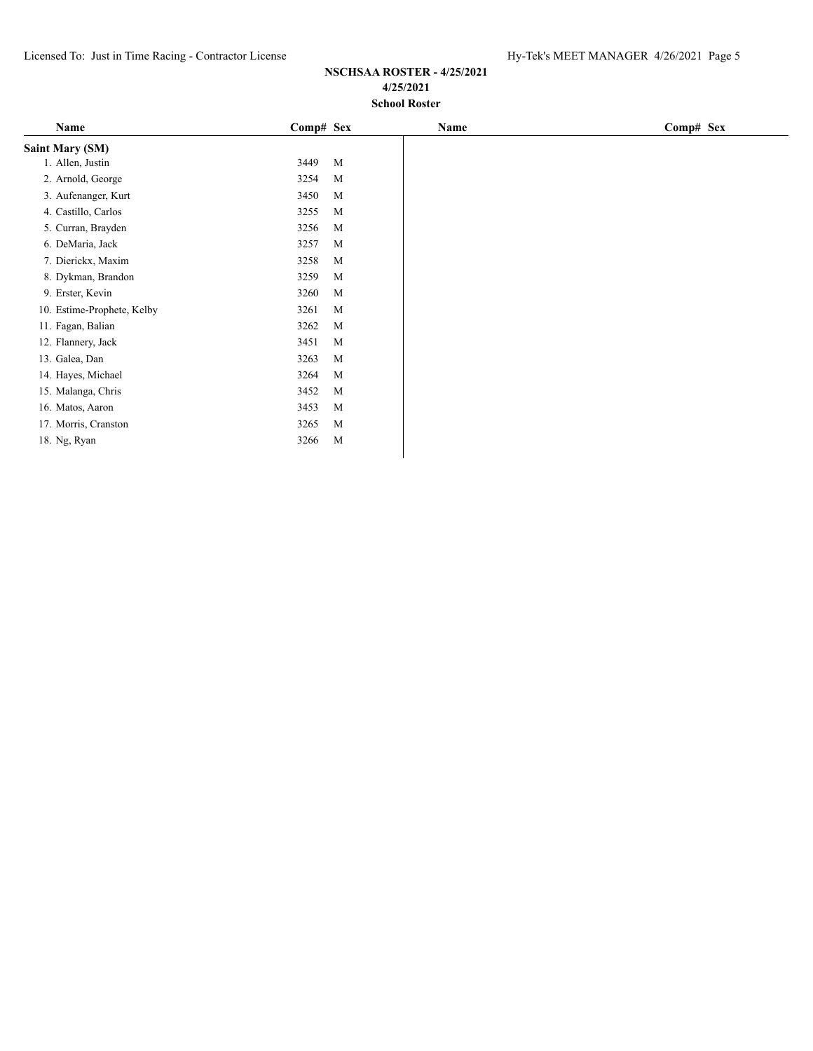**NSCHSAA ROSTER - 4/25/2021**
**4/25/2021**
**School Roster**

| Name | Comp# | Sex | Name | Comp# | Sex |
|---|---|---|---|---|---|
| **Saint Mary (SM)** | | | | | |
| 1. Allen, Justin | 3449 | M | | | |
| 2. Arnold, George | 3254 | M | | | |
| 3. Aufenanger, Kurt | 3450 | M | | | |
| 4. Castillo, Carlos | 3255 | M | | | |
| 5. Curran, Brayden | 3256 | M | | | |
| 6. DeMaria, Jack | 3257 | M | | | |
| 7. Dierickx, Maxim | 3258 | M | | | |
| 8. Dykman, Brandon | 3259 | M | | | |
| 9. Erster, Kevin | 3260 | M | | | |
| 10. Estime-Prophete, Kelby | 3261 | M | | | |
| 11. Fagan, Balian | 3262 | M | | | |
| 12. Flannery, Jack | 3451 | M | | | |
| 13. Galea, Dan | 3263 | M | | | |
| 14. Hayes, Michael | 3264 | M | | | |
| 15. Malanga, Chris | 3452 | M | | | |
| 16. Matos, Aaron | 3453 | M | | | |
| 17. Morris, Cranston | 3265 | M | | | |
| 18. Ng, Ryan | 3266 | M | | | |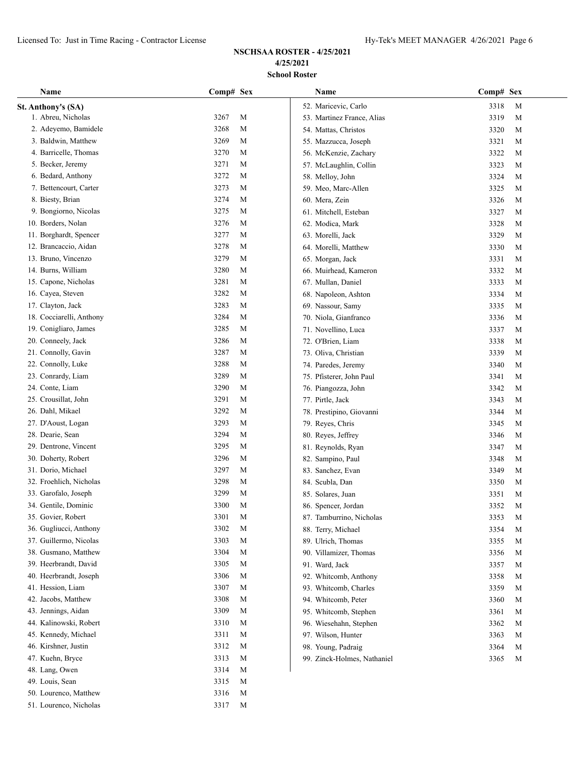**NSCHSAA ROSTER - 4/25/2021**
**4/25/2021**
**School Roster**

**St. Anthony's (SA)**

| Name | Comp# | Sex |
|---|---|---|
| 1. Abreu, Nicholas | 3267 | M |
| 2. Adeyemo, Bamidele | 3268 | M |
| 3. Baldwin, Matthew | 3269 | M |
| 4. Barricelle, Thomas | 3270 | M |
| 5. Becker, Jeremy | 3271 | M |
| 6. Bedard, Anthony | 3272 | M |
| 7. Bettencourt, Carter | 3273 | M |
| 8. Biesty, Brian | 3274 | M |
| 9. Bongiorno, Nicolas | 3275 | M |
| 10. Borders, Nolan | 3276 | M |
| 11. Borghardt, Spencer | 3277 | M |
| 12. Brancaccio, Aidan | 3278 | M |
| 13. Bruno, Vincenzo | 3279 | M |
| 14. Burns, William | 3280 | M |
| 15. Capone, Nicholas | 3281 | M |
| 16. Cayea, Steven | 3282 | M |
| 17. Clayton, Jack | 3283 | M |
| 18. Cocciarelli, Anthony | 3284 | M |
| 19. Conigliaro, James | 3285 | M |
| 20. Conneely, Jack | 3286 | M |
| 21. Connolly, Gavin | 3287 | M |
| 22. Connolly, Luke | 3288 | M |
| 23. Conrardy, Liam | 3289 | M |
| 24. Conte, Liam | 3290 | M |
| 25. Crousillat, John | 3291 | M |
| 26. Dahl, Mikael | 3292 | M |
| 27. D'Aoust, Logan | 3293 | M |
| 28. Dearie, Sean | 3294 | M |
| 29. Dentrone, Vincent | 3295 | M |
| 30. Doherty, Robert | 3296 | M |
| 31. Dorio, Michael | 3297 | M |
| 32. Froehlich, Nicholas | 3298 | M |
| 33. Garofalo, Joseph | 3299 | M |
| 34. Gentile, Dominic | 3300 | M |
| 35. Govier, Robert | 3301 | M |
| 36. Gugliucci, Anthony | 3302 | M |
| 37. Guillermo, Nicolas | 3303 | M |
| 38. Gusmano, Matthew | 3304 | M |
| 39. Heerbrandt, David | 3305 | M |
| 40. Heerbrandt, Joseph | 3306 | M |
| 41. Hession, Liam | 3307 | M |
| 42. Jacobs, Matthew | 3308 | M |
| 43. Jennings, Aidan | 3309 | M |
| 44. Kalinowski, Robert | 3310 | M |
| 45. Kennedy, Michael | 3311 | M |
| 46. Kirshner, Justin | 3312 | M |
| 47. Kuehn, Bryce | 3313 | M |
| 48. Lang, Owen | 3314 | M |
| 49. Louis, Sean | 3315 | M |
| 50. Lourenco, Matthew | 3316 | M |
| 51. Lourenco, Nicholas | 3317 | M |
| 52. Maricevic, Carlo | 3318 | M |
| 53. Martinez France, Alias | 3319 | M |
| 54. Mattas, Christos | 3320 | M |
| 55. Mazzucca, Joseph | 3321 | M |
| 56. McKenzie, Zachary | 3322 | M |
| 57. McLaughlin, Collin | 3323 | M |
| 58. Melloy, John | 3324 | M |
| 59. Meo, Marc-Allen | 3325 | M |
| 60. Mera, Zein | 3326 | M |
| 61. Mitchell, Esteban | 3327 | M |
| 62. Modica, Mark | 3328 | M |
| 63. Morelli, Jack | 3329 | M |
| 64. Morelli, Matthew | 3330 | M |
| 65. Morgan, Jack | 3331 | M |
| 66. Muirhead, Kameron | 3332 | M |
| 67. Mullan, Daniel | 3333 | M |
| 68. Napoleon, Ashton | 3334 | M |
| 69. Nassour, Samy | 3335 | M |
| 70. Niola, Gianfranco | 3336 | M |
| 71. Novellino, Luca | 3337 | M |
| 72. O'Brien, Liam | 3338 | M |
| 73. Oliva, Christian | 3339 | M |
| 74. Paredes, Jeremy | 3340 | M |
| 75. Pfisterer, John Paul | 3341 | M |
| 76. Piangozza, John | 3342 | M |
| 77. Pirtle, Jack | 3343 | M |
| 78. Prestipino, Giovanni | 3344 | M |
| 79. Reyes, Chris | 3345 | M |
| 80. Reyes, Jeffrey | 3346 | M |
| 81. Reynolds, Ryan | 3347 | M |
| 82. Sampino, Paul | 3348 | M |
| 83. Sanchez, Evan | 3349 | M |
| 84. Scubla, Dan | 3350 | M |
| 85. Solares, Juan | 3351 | M |
| 86. Spencer, Jordan | 3352 | M |
| 87. Tamburrino, Nicholas | 3353 | M |
| 88. Terry, Michael | 3354 | M |
| 89. Ulrich, Thomas | 3355 | M |
| 90. Villamizer, Thomas | 3356 | M |
| 91. Ward, Jack | 3357 | M |
| 92. Whitcomb, Anthony | 3358 | M |
| 93. Whitcomb, Charles | 3359 | M |
| 94. Whitcomb, Peter | 3360 | M |
| 95. Whitcomb, Stephen | 3361 | M |
| 96. Wiesehahn, Stephen | 3362 | M |
| 97. Wilson, Hunter | 3363 | M |
| 98. Young, Padraig | 3364 | M |
| 99. Zinck-Holmes, Nathaniel | 3365 | M |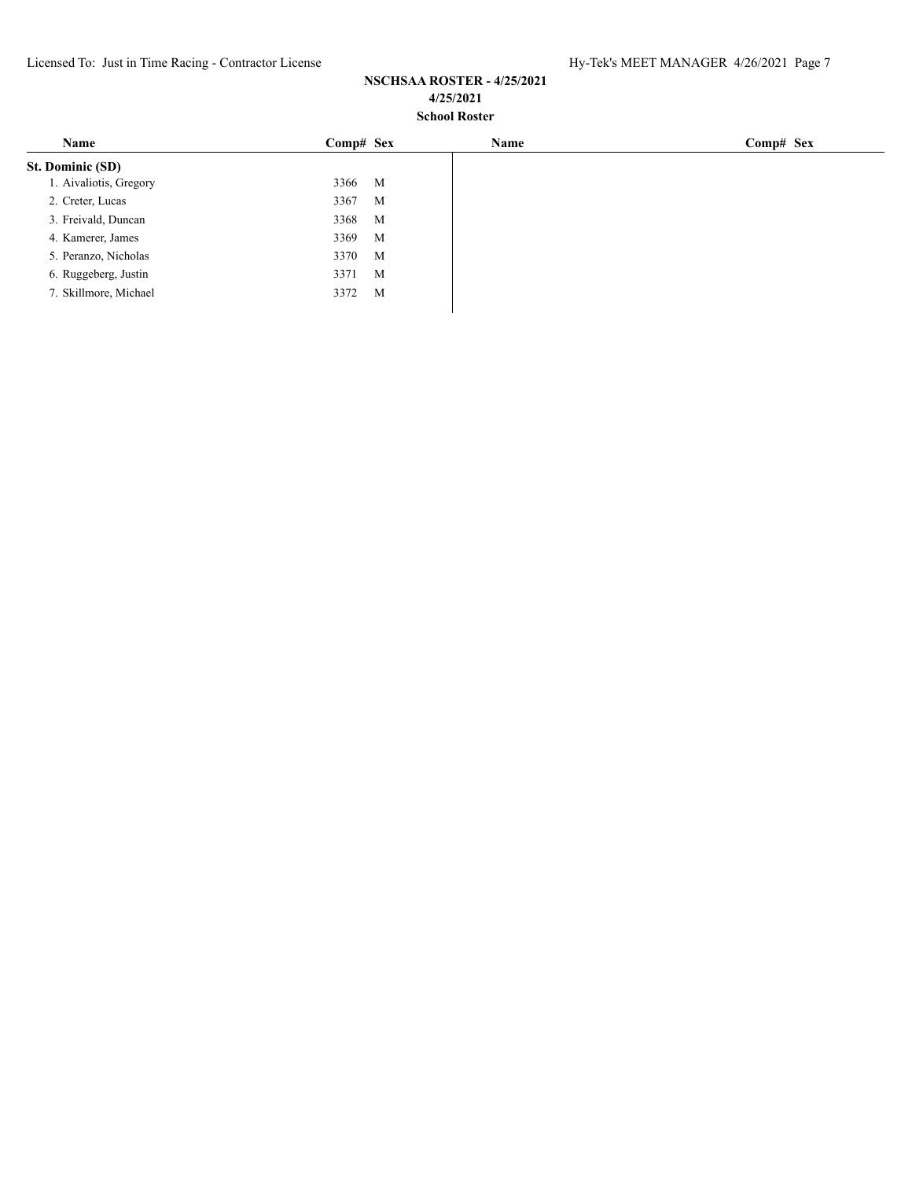**NSCHSAA ROSTER - 4/25/2021**
**4/25/2021**
**School Roster**

| Name | Comp# | Sex | Name | Comp# | Sex |
|---|---|---|---|---|---|
| **St. Dominic (SD)** | | | | | |
| 1. Aivaliotis, Gregory | 3366 | M | | | |
| 2. Creter, Lucas | 3367 | M | | | |
| 3. Freivald, Duncan | 3368 | M | | | |
| 4. Kamerer, James | 3369 | M | | | |
| 5. Peranzo, Nicholas | 3370 | M | | | |
| 6. Ruggeberg, Justin | 3371 | M | | | |
| 7. Skillmore, Michael | 3372 | M | | | |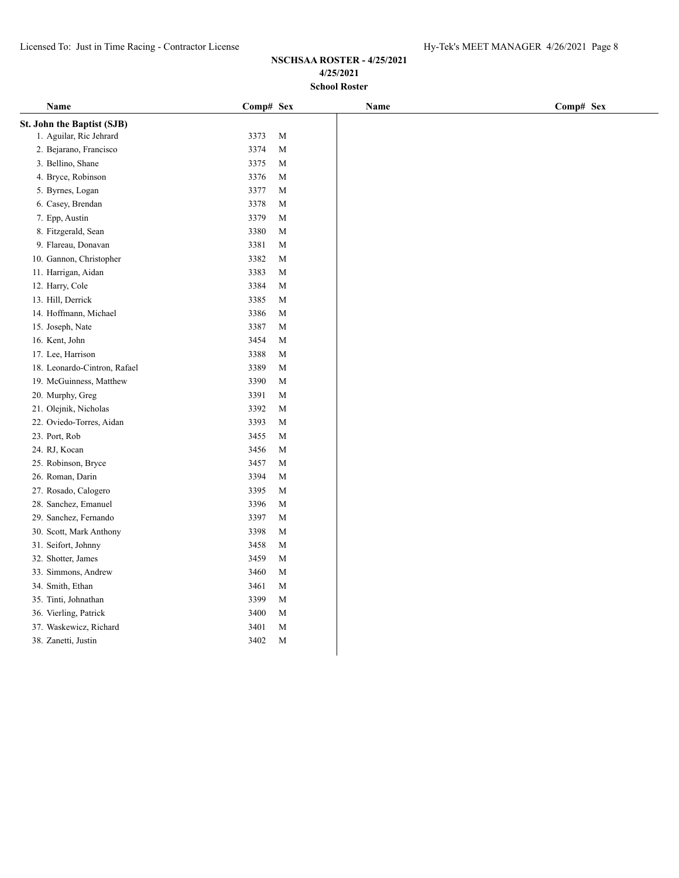**NSCHSAA ROSTER - 4/25/2021**
**4/25/2021**
**School Roster**

| Name | Comp# | Sex |
|---|---|---|
| **St. John the Baptist (SJB)** | | |
| 1. Aguilar, Ric Jehrard | 3373 | M |
| 2. Bejarano, Francisco | 3374 | M |
| 3. Bellino, Shane | 3375 | M |
| 4. Bryce, Robinson | 3376 | M |
| 5. Byrnes, Logan | 3377 | M |
| 6. Casey, Brendan | 3378 | M |
| 7. Epp, Austin | 3379 | M |
| 8. Fitzgerald, Sean | 3380 | M |
| 9. Flareau, Donavan | 3381 | M |
| 10. Gannon, Christopher | 3382 | M |
| 11. Harrigan, Aidan | 3383 | M |
| 12. Harry, Cole | 3384 | M |
| 13. Hill, Derrick | 3385 | M |
| 14. Hoffmann, Michael | 3386 | M |
| 15. Joseph, Nate | 3387 | M |
| 16. Kent, John | 3454 | M |
| 17. Lee, Harrison | 3388 | M |
| 18. Leonardo-Cintron, Rafael | 3389 | M |
| 19. McGuinness, Matthew | 3390 | M |
| 20. Murphy, Greg | 3391 | M |
| 21. Olejnik, Nicholas | 3392 | M |
| 22. Oviedo-Torres, Aidan | 3393 | M |
| 23. Port, Rob | 3455 | M |
| 24. RJ, Kocan | 3456 | M |
| 25. Robinson, Bryce | 3457 | M |
| 26. Roman, Darin | 3394 | M |
| 27. Rosado, Calogero | 3395 | M |
| 28. Sanchez, Emanuel | 3396 | M |
| 29. Sanchez, Fernando | 3397 | M |
| 30. Scott, Mark Anthony | 3398 | M |
| 31. Seifort, Johnny | 3458 | M |
| 32. Shotter, James | 3459 | M |
| 33. Simmons, Andrew | 3460 | M |
| 34. Smith, Ethan | 3461 | M |
| 35. Tinti, Johnathan | 3399 | M |
| 36. Vierling, Patrick | 3400 | M |
| 37. Waskewicz, Richard | 3401 | M |
| 38. Zanetti, Justin | 3402 | M |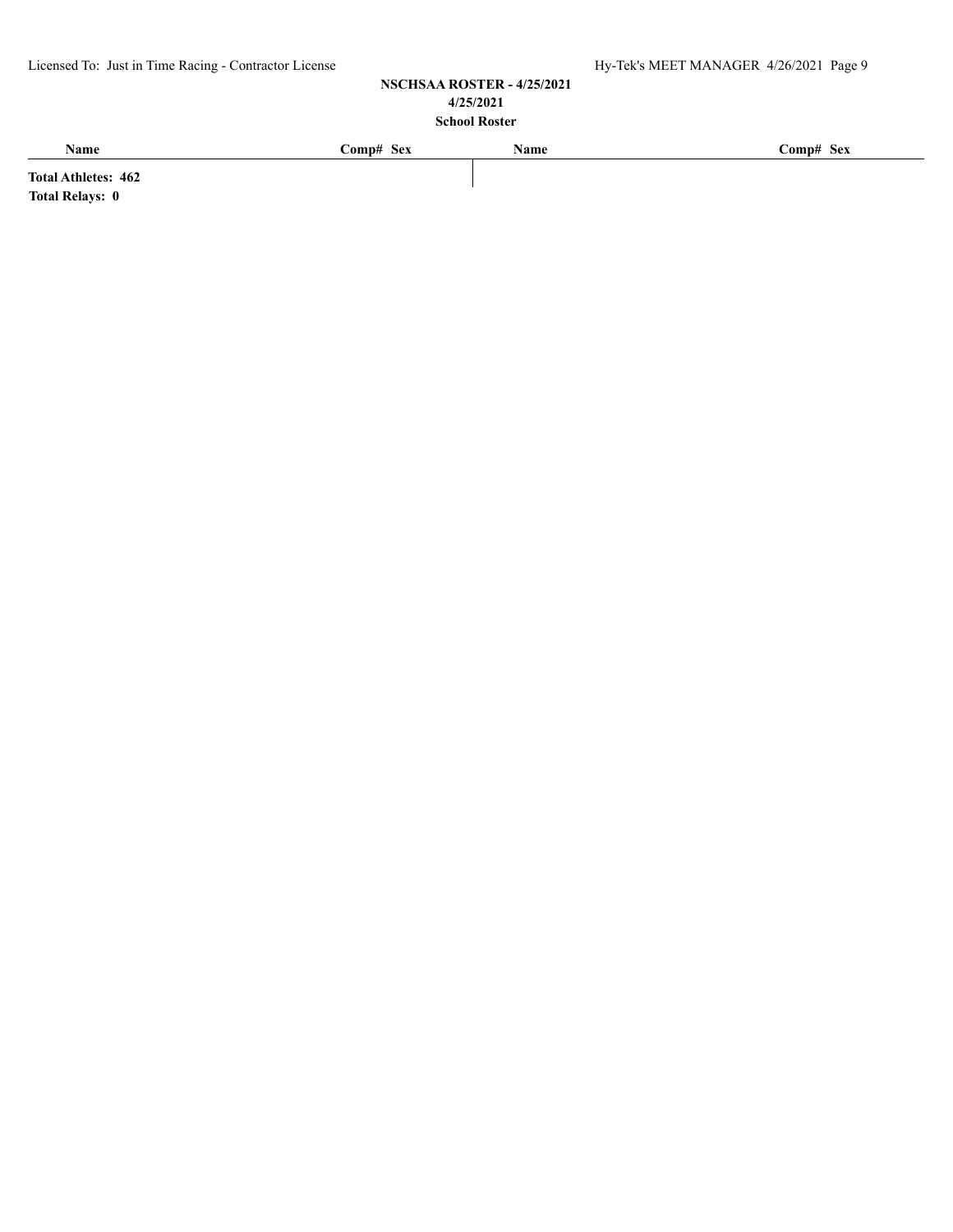**NSCHSAA ROSTER - 4/25/2021**

**4/25/2021**

**School Roster**

| Name | Comp# | Sex | Name | Comp# | Sex |
|---|---|---|---|---|---|

**Total Athletes: 462**

**Total Relays: 0**